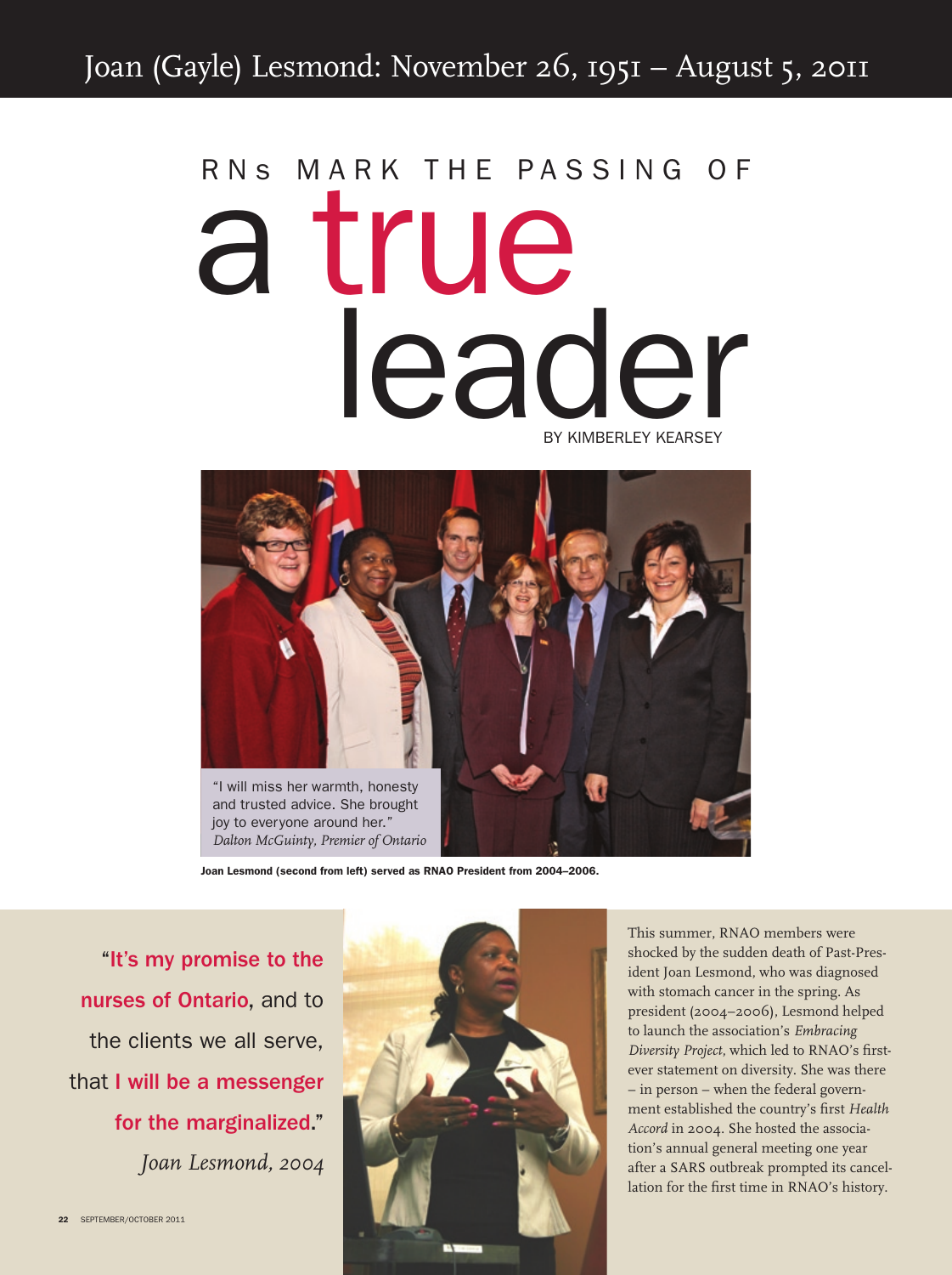# Joan (Gayle) Lesmond: November 26, 1951 – August 5, 2011

## RNs MARK THE PASSING OF a true leader

BY KIMBERLEY KEARSEY

"I will miss her warmth, honesty and trusted advice. She brought joy to everyone around her."
*Dalton McGuinty, Premier of Ontario*

**Joan Lesmond (second from left) served as RNAO President from 2004–2006.**

**"It's my promise to the nurses of Ontario,** and to the clients we all serve, that **I will be a messenger for the marginalized."**
*Joan Lesmond, 2004*

This summer, RNAO members were shocked by the sudden death of Past-President Joan Lesmond, who was diagnosed with stomach cancer in the spring. As president (2004–2006), Lesmond helped to launch the association's *Embracing Diversity Project*, which led to RNAO's first-ever statement on diversity. She was there – in person – when the federal government established the country's first *Health Accord* in 2004. She hosted the association's annual general meeting one year after a SARS outbreak prompted its cancellation for the first time in RNAO's history.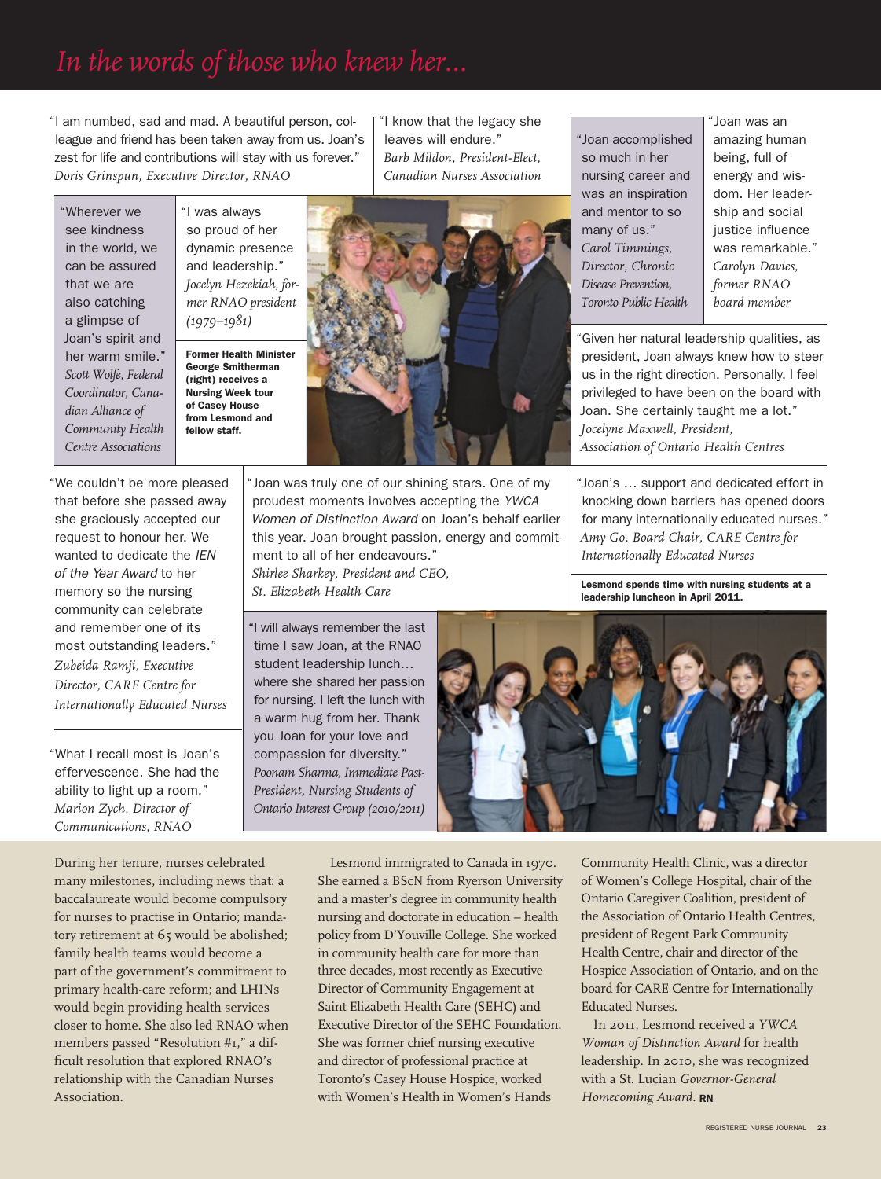# In the words of those who knew her...

"I am numbed, sad and mad. A beautiful person, colleague and friend has been taken away from us. Joan's zest for life and contributions will stay with us forever."
*Doris Grinspun, Executive Director, RNAO*

"I know that the legacy she leaves will endure."
*Barb Mildon, President-Elect, Canadian Nurses Association*

"Joan accomplished so much in her nursing career and was an inspiration and mentor to so many of us."
*Carol Timmings, Director, Chronic Disease Prevention, Toronto Public Health*

"Joan was an amazing human being, full of energy and wisdom. Her leadership and social justice influence was remarkable."
*Carolyn Davies, former RNAO board member*

"Wherever we see kindness in the world, we can be assured that we are also catching a glimpse of Joan's spirit and her warm smile."
*Scott Wolfe, Federal Coordinator, Canadian Alliance of Community Health Centre Associations*

"I was always so proud of her dynamic presence and leadership."
*Jocelyn Hezekiah, former RNAO president (1979–1981)*

**Former Health Minister George Smitherman (right) receives a Nursing Week tour of Casey House from Lesmond and fellow staff.**

"Given her natural leadership qualities, as president, Joan always knew how to steer us in the right direction. Personally, I feel privileged to have been on the board with Joan. She certainly taught me a lot."
*Jocelyne Maxwell, President, Association of Ontario Health Centres*

"We couldn't be more pleased that before she passed away she graciously accepted our request to honour her. We wanted to dedicate the *IEN of the Year Award* to her memory so the nursing community can celebrate and remember one of its most outstanding leaders."
*Zubeida Ramji, Executive Director, CARE Centre for Internationally Educated Nurses*

"Joan was truly one of our shining stars. One of my proudest moments involves accepting the *YWCA Women of Distinction Award* on Joan's behalf earlier this year. Joan brought passion, energy and commitment to all of her endeavours."
*Shirlee Sharkey, President and CEO, St. Elizabeth Health Care*

"Joan's … support and dedicated effort in knocking down barriers has opened doors for many internationally educated nurses."
*Amy Go, Board Chair, CARE Centre for Internationally Educated Nurses*

**Lesmond spends time with nursing students at a leadership luncheon in April 2011.**

"What I recall most is Joan's effervescence. She had the ability to light up a room."
*Marion Zych, Director of Communications, RNAO*

"I will always remember the last time I saw Joan, at the RNAO student leadership lunch… where she shared her passion for nursing. I left the lunch with a warm hug from her. Thank you Joan for your love and compassion for diversity."
*Poonam Sharma, Immediate Past-President, Nursing Students of Ontario Interest Group (2010/2011)*

During her tenure, nurses celebrated many milestones, including news that: a baccalaureate would become compulsory for nurses to practise in Ontario; mandatory retirement at 65 would be abolished; family health teams would become a part of the government's commitment to primary health-care reform; and LHINs would begin providing health services closer to home. She also led RNAO when members passed "Resolution #1," a difficult resolution that explored RNAO's relationship with the Canadian Nurses Association.

Lesmond immigrated to Canada in 1970. She earned a BScN from Ryerson University and a master's degree in community health nursing and doctorate in education – health policy from D'Youville College. She worked in community health care for more than three decades, most recently as Executive Director of Community Engagement at Saint Elizabeth Health Care (SEHC) and Executive Director of the SEHC Foundation. She was former chief nursing executive and director of professional practice at Toronto's Casey House Hospice, worked with Women's Health in Women's Hands Community Health Clinic, was a director of Women's College Hospital, chair of the Ontario Caregiver Coalition, president of the Association of Ontario Health Centres, president of Regent Park Community Health Centre, chair and director of the Hospice Association of Ontario, and on the board for CARE Centre for Internationally Educated Nurses.

In 2011, Lesmond received a *YWCA Woman of Distinction Award* for health leadership. In 2010, she was recognized with a St. Lucian *Governor-General Homecoming Award*. **RN**